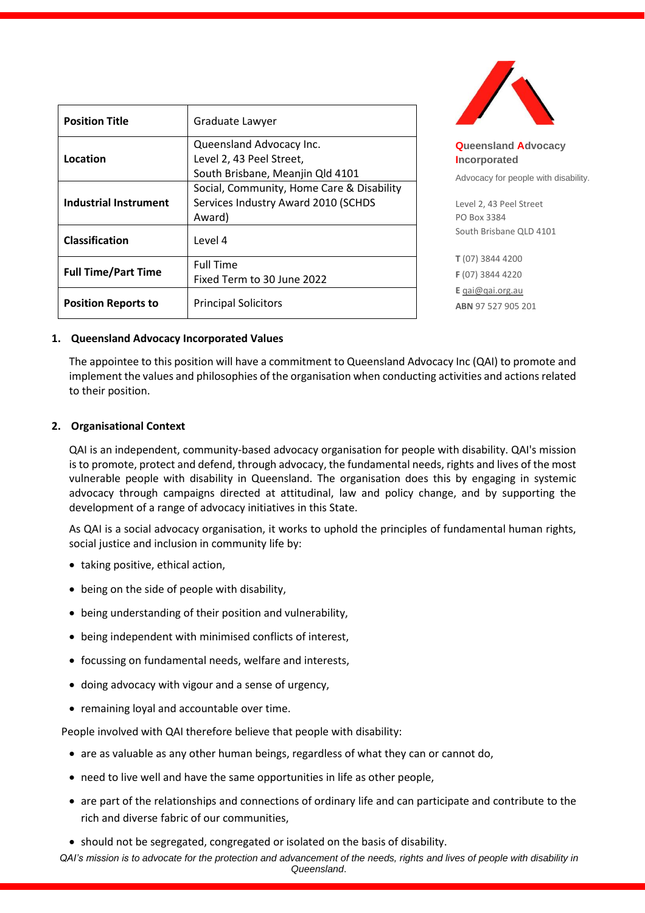| Position Title | Graduate Lawyer |
|---|---|
| Location | Queensland Advocacy Inc.<br>Level 2, 43 Peel Street,<br>South Brisbane, Meanjin Qld 4101 |
| Industrial Instrument | Social, Community, Home Care & Disability Services Industry Award 2010 (SCHDS Award) |
| Classification | Level 4 |
| Full Time/Part Time | Full Time<br>Fixed Term to 30 June 2022 |
| Position Reports to | Principal Solicitors |

**Queensland Advocacy Incorporated**

Advocacy for people with disability.

Level 2, 43 Peel Street
PO Box 3384
South Brisbane QLD 4101

**T** (07) 3844 4200
**F** (07) 3844 4220
**E** qai@qai.org.au
**ABN** 97 527 905 201

## 1. Queensland Advocacy Incorporated Values

The appointee to this position will have a commitment to Queensland Advocacy Inc (QAI) to promote and implement the values and philosophies of the organisation when conducting activities and actions related to their position.

## 2. Organisational Context

QAI is an independent, community-based advocacy organisation for people with disability. QAI's mission is to promote, protect and defend, through advocacy, the fundamental needs, rights and lives of the most vulnerable people with disability in Queensland. The organisation does this by engaging in systemic advocacy through campaigns directed at attitudinal, law and policy change, and by supporting the development of a range of advocacy initiatives in this State.

As QAI is a social advocacy organisation, it works to uphold the principles of fundamental human rights, social justice and inclusion in community life by:

- taking positive, ethical action,
- being on the side of people with disability,
- being understanding of their position and vulnerability,
- being independent with minimised conflicts of interest,
- focussing on fundamental needs, welfare and interests,
- doing advocacy with vigour and a sense of urgency,
- remaining loyal and accountable over time.

People involved with QAI therefore believe that people with disability:

- are as valuable as any other human beings, regardless of what they can or cannot do,
- need to live well and have the same opportunities in life as other people,
- are part of the relationships and connections of ordinary life and can participate and contribute to the rich and diverse fabric of our communities,
- should not be segregated, congregated or isolated on the basis of disability.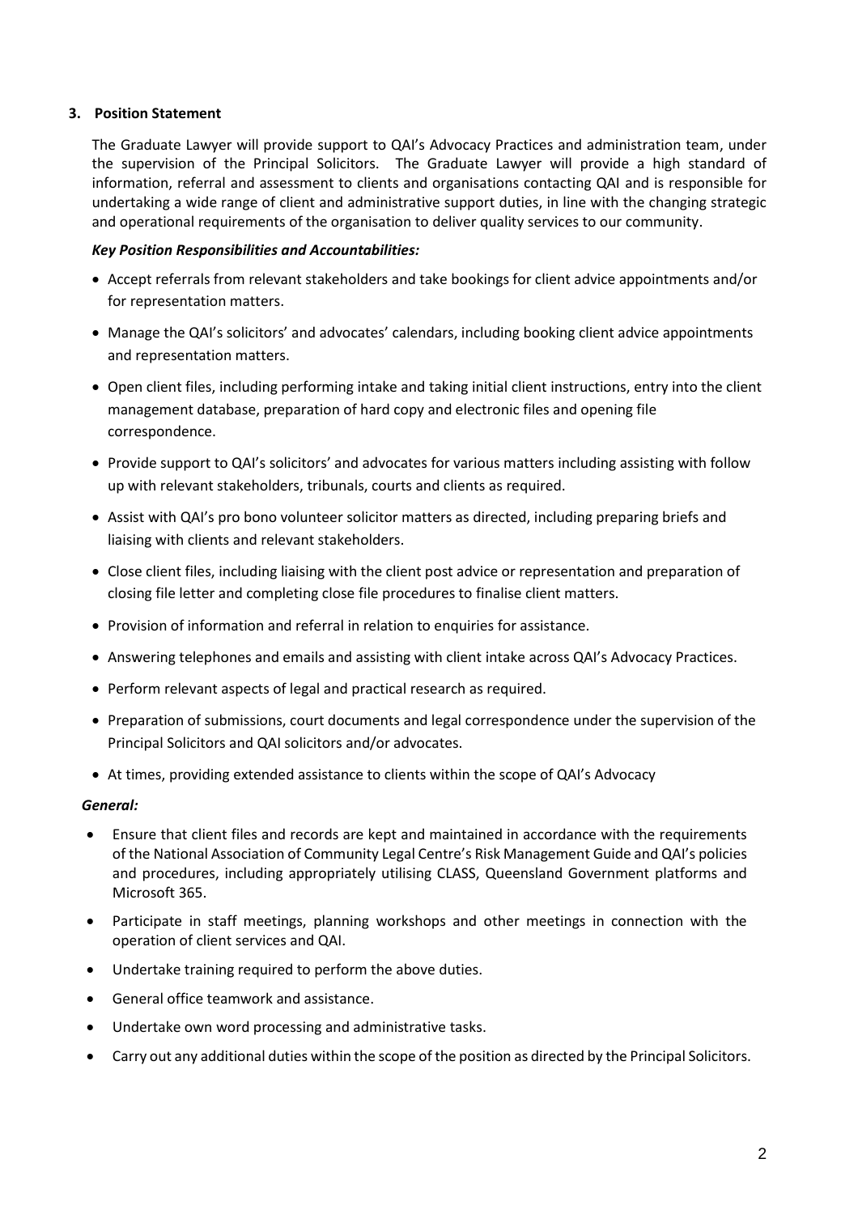## 3. Position Statement

The Graduate Lawyer will provide support to QAI's Advocacy Practices and administration team, under the supervision of the Principal Solicitors. The Graduate Lawyer will provide a high standard of information, referral and assessment to clients and organisations contacting QAI and is responsible for undertaking a wide range of client and administrative support duties, in line with the changing strategic and operational requirements of the organisation to deliver quality services to our community.

***Key Position Responsibilities and Accountabilities:***

- Accept referrals from relevant stakeholders and take bookings for client advice appointments and/or for representation matters.
- Manage the QAI's solicitors' and advocates' calendars, including booking client advice appointments and representation matters.
- Open client files, including performing intake and taking initial client instructions, entry into the client management database, preparation of hard copy and electronic files and opening file correspondence.
- Provide support to QAI's solicitors' and advocates for various matters including assisting with follow up with relevant stakeholders, tribunals, courts and clients as required.
- Assist with QAI's pro bono volunteer solicitor matters as directed, including preparing briefs and liaising with clients and relevant stakeholders.
- Close client files, including liaising with the client post advice or representation and preparation of closing file letter and completing close file procedures to finalise client matters.
- Provision of information and referral in relation to enquiries for assistance.
- Answering telephones and emails and assisting with client intake across QAI's Advocacy Practices.
- Perform relevant aspects of legal and practical research as required.
- Preparation of submissions, court documents and legal correspondence under the supervision of the Principal Solicitors and QAI solicitors and/or advocates.
- At times, providing extended assistance to clients within the scope of QAI's Advocacy

***General:***

- Ensure that client files and records are kept and maintained in accordance with the requirements of the National Association of Community Legal Centre's Risk Management Guide and QAI's policies and procedures, including appropriately utilising CLASS, Queensland Government platforms and Microsoft 365.
- Participate in staff meetings, planning workshops and other meetings in connection with the operation of client services and QAI.
- Undertake training required to perform the above duties.
- General office teamwork and assistance.
- Undertake own word processing and administrative tasks.
- Carry out any additional duties within the scope of the position as directed by the Principal Solicitors.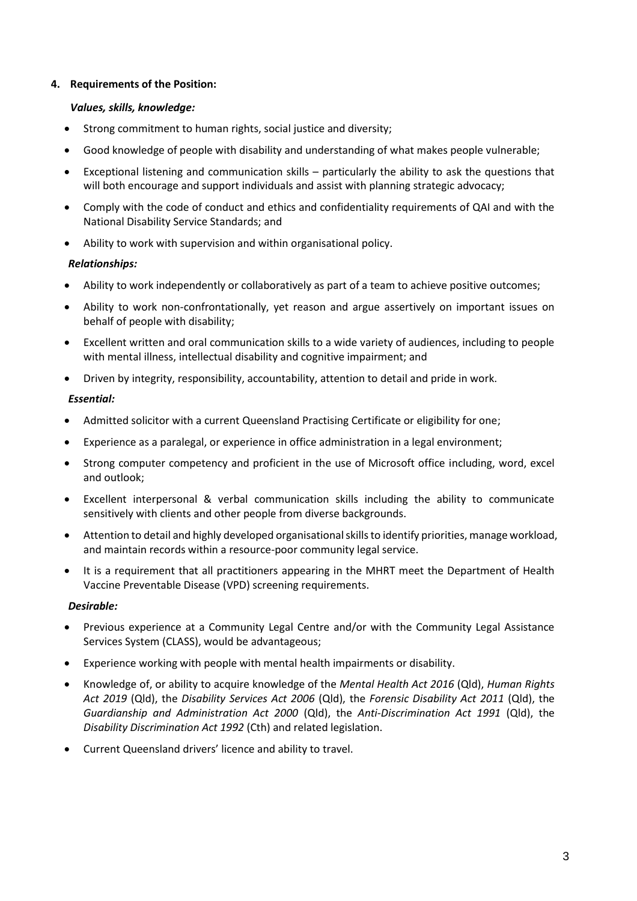## 4. Requirements of the Position:

***Values, skills, knowledge:***

- Strong commitment to human rights, social justice and diversity;
- Good knowledge of people with disability and understanding of what makes people vulnerable;
- Exceptional listening and communication skills – particularly the ability to ask the questions that will both encourage and support individuals and assist with planning strategic advocacy;
- Comply with the code of conduct and ethics and confidentiality requirements of QAI and with the National Disability Service Standards; and
- Ability to work with supervision and within organisational policy.

***Relationships:***

- Ability to work independently or collaboratively as part of a team to achieve positive outcomes;
- Ability to work non-confrontationally, yet reason and argue assertively on important issues on behalf of people with disability;
- Excellent written and oral communication skills to a wide variety of audiences, including to people with mental illness, intellectual disability and cognitive impairment; and
- Driven by integrity, responsibility, accountability, attention to detail and pride in work.

***Essential:***

- Admitted solicitor with a current Queensland Practising Certificate or eligibility for one;
- Experience as a paralegal, or experience in office administration in a legal environment;
- Strong computer competency and proficient in the use of Microsoft office including, word, excel and outlook;
- Excellent interpersonal & verbal communication skills including the ability to communicate sensitively with clients and other people from diverse backgrounds.
- Attention to detail and highly developed organisational skills to identify priorities, manage workload, and maintain records within a resource-poor community legal service.
- It is a requirement that all practitioners appearing in the MHRT meet the Department of Health Vaccine Preventable Disease (VPD) screening requirements.

***Desirable:***

- Previous experience at a Community Legal Centre and/or with the Community Legal Assistance Services System (CLASS), would be advantageous;
- Experience working with people with mental health impairments or disability.
- Knowledge of, or ability to acquire knowledge of the *Mental Health Act 2016* (Qld), *Human Rights Act 2019* (Qld), the *Disability Services Act 2006* (Qld), the *Forensic Disability Act 2011* (Qld), the *Guardianship and Administration Act 2000* (Qld), the *Anti-Discrimination Act 1991* (Qld), the *Disability Discrimination Act 1992* (Cth) and related legislation.
- Current Queensland drivers' licence and ability to travel.